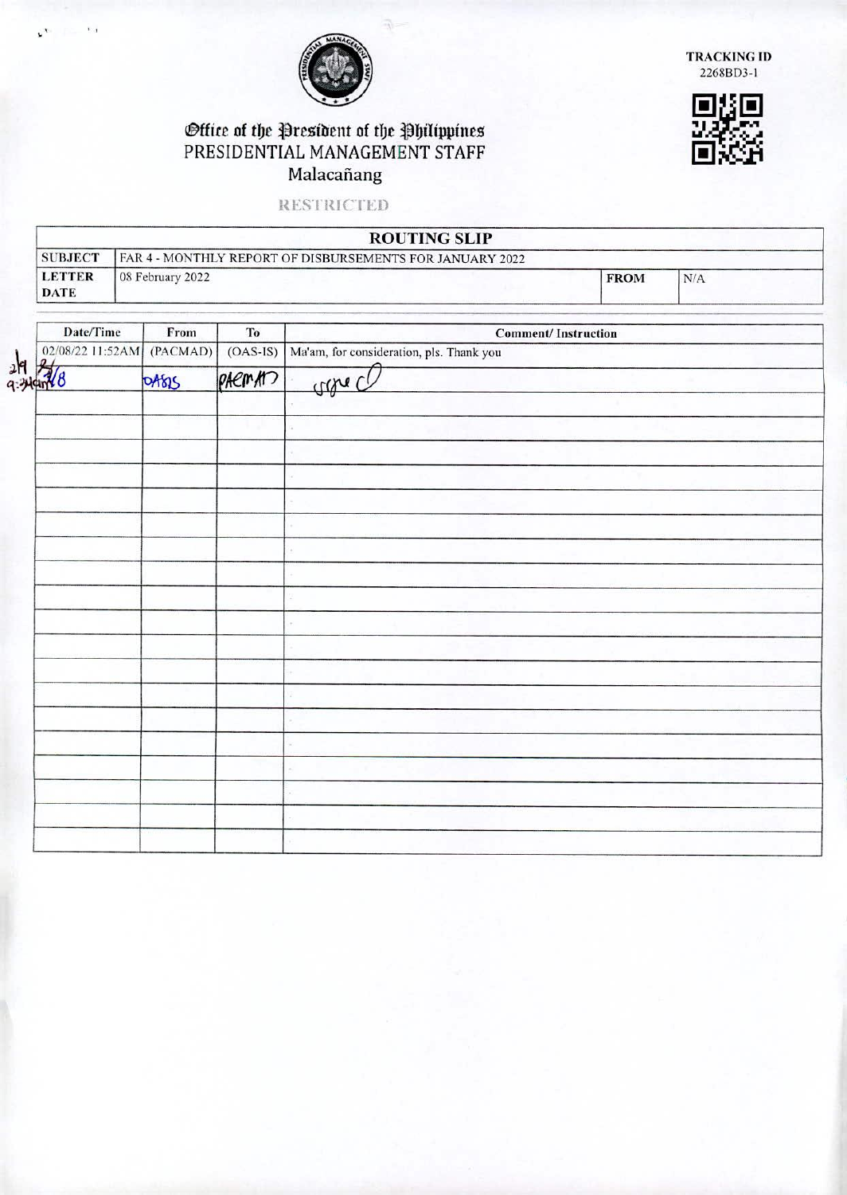**TRACKING ID**
2268BD3-1

# Office of the President of the Philippines
## PRESIDENTIAL MANAGEMENT STAFF
Malacañang

RESTRICTED

| ROUTING SLIP | | | |
|---|---|---|---|
| **SUBJECT** | FAR 4 - MONTHLY REPORT OF DISBURSEMENTS FOR JANUARY 2022 | | |
| **LETTER DATE** | 08 February 2022 | **FROM** | N/A |

| Date/Time | From | To | Comment/ Instruction |
|---|---|---|---|
| 02/08/22 11:52AM | (PACMAD) | (OAS-IS) | Ma'am, for consideration, pls. Thank you |
| 2/9 2/8 9:34am | OASIS | PACMAD | signed |
| | | | |
| | | | |
| | | | |
| | | | |
| | | | |
| | | | |
| | | | |
| | | | |
| | | | |
| | | | |
| | | | |
| | | | |
| | | | |
| | | | |
| | | | |
| | | | |
| | | | |
| | | | |
| | | | |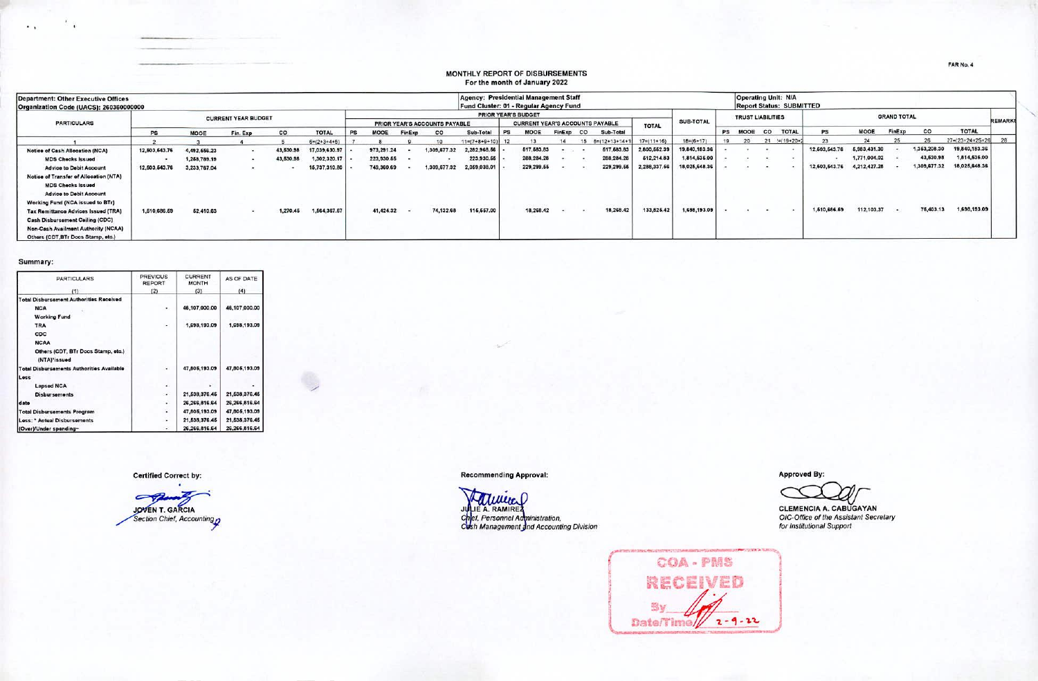FAR No. 4

# MONTHLY REPORT OF DISBURSEMENTS

For the month of January 2022

Department: Other Executive Offices
Organization Code (UACS): 260360000000

Agency: Presidential Management Staff
Fund Cluster: 01 - Regular Agency Fund

Operating Unit: N/A
Report Status: SUBMITTED

| PARTICULARS | CURRENT YEAR BUDGET | | | | | PRIOR YEAR'S BUDGET | | | | | | | | | | | | SUB-TOTAL | TRUST LIABILITIES | | | | GRAND TOTAL | | | | | REMARKS |
|---|---|---|---|---|---|---|---|---|---|---|---|---|---|---|---|---|---|---|---|---|---|---|---|---|---|---|---|---|
| | | | | | | PRIOR YEAR'S ACCOUNTS PAYABLE | | | | | CURRENT YEAR'S ACCOUNTS PAYABLE | | | | | TOTAL | | | | | | | | | | | | |
| | PS | MOOE | Fin. Exp | CO | TOTAL | PS | MOOE | FinExp | CO | Sub-Total | PS | MOOE | FinExp | CO | Sub-Total | | | | PS | MOOE | CO | TOTAL | PS | MOOE | FinExp | CO | TOTAL | |
| 1 | 2 | 3 | 4 | 5 | 6=(2+3+4+5) | 7 | 8 | 9 | 10 | 11=(7+8+9+10) | 12 | 13 | 14 | 15 | 6=(12+13+14+1 | 17=(11+16) | 18=(6+17) | 19 | 20 | 21 | =(19+20+2 | 23 | 24 | 25 | 26 | 27=(23+24+25+26 | 28 |
| Notice of Cash Allocation (NCA) | 12,603,543.76 | 4,492,656.23 | - | 43,530.98 | 17,039,630.97 | - | 973,291.24 | - | 1,309,677.32 | 2,282,968.56 | - | 517,583.83 | - | - | 517,583.83 | 2,800,552.39 | 19,840,183.36 | - | - | - | - | 12,603,543.76 | 5,983,431.30 | - | 1,353,208.30 | 19,840,183.36 | |
| MDS Checks Issued | - | 1,258,789.19 | - | 43,530.98 | 1,302,320.17 | - | 223,930.55 | - | - | 223,930.55 | - | 288,284.28 | - | - | 288,284.28 | 512,214.83 | 1,814,535.00 | - | - | - | - | - | 1,771,004.02 | - | 43,530.98 | 1,814,535.00 | |
| Advice to Debit Account | 12,603,543.76 | 3,233,767.04 | - | - | 15,737,310.80 | - | 749,360.69 | - | 1,309,677.32 | 2,059,038.01 | - | 229,299.55 | - | - | 229,299.55 | 2,288,337.56 | 18,025,648.36 | - | - | - | - | 12,603,543.76 | 4,212,427.28 | - | 1,309,677.32 | 18,025,648.36 | |
| Notice of Transfer of Allocation (NTA) | | | | | | | | | | | | | | | | | | | | | | | | | | | |
| MDS Checks Issued | | | | | | | | | | | | | | | | | | | | | | | | | | | |
| Advice to Debit Account | | | | | | | | | | | | | | | | | | | | | | | | | | | |
| Working Fund (NCA issued to BTr) | | | | | | | | | | | | | | | | | | | | | | | | | | | |
| Tax Remittance Advices Issued (TRA) | 1,510,686.59 | 52,410.63 | - | 1,270.45 | 1,564,367.67 | | 41,424.32 | - | 74,132.68 | 115,557.00 | | 18,268.42 | - | - | 18,268.42 | 133,825.42 | 1,698,193.09 | - | - | - | - | 1,510,686.59 | 112,103.37 | - | 75,403.13 | 1,698,193.09 | |
| Cash Disbursement Ceiling (CDC) | | | | | | | | | | | | | | | | | | | | | | | | | | | |
| Non-Cash Availment Authority (NCAA) | | | | | | | | | | | | | | | | | | | | | | | | | | | |
| Others (CDT,BTr Docs Stamp, etc.) | | | | | | | | | | | | | | | | | | | | | | | | | | | |

## Summary:

| PARTICULARS | PREVIOUS REPORT | CURRENT MONTH | AS OF DATE |
|---|---|---|---|
| (1) | (2) | (3) | (4) |
| Total Disbursement Authorities Received | | | |
| NCA | - | 46,107,000.00 | 46,107,000.00 |
| Working Fund | | | |
| TRA | - | 1,698,193.09 | 1,698,193.09 |
| CDC | | | |
| NCAA | | | |
| Others (CDT, BTr Docs Stamp, etc.) (NTA)*issued | | | |
| Total Disbursements Authorities Available | - | 47,805,193.09 | 47,805,193.09 |
| Less | | | |
| Lapsed NCA | - | - | - |
| Disbursements | - | 21,538,376.45 | 21,538,376.45 |
| date | - | 26,266,816.64 | 26,266,816.64 |
| Total Disbursements Program | - | 47,805,193.09 | 47,805,193.09 |
| Less: * Actual Disbursements | - | 21,538,376.45 | 21,538,376.45 |
| (Over)/Under spending~ | - | 26,266,816.64 | 26,266,816.64 |

Certified Correct by:

JOVEN T. GARCIA
*Section Chief, Accounting*

Recommending Approval:

JULIE A. RAMIREZ
*Chief, Personnel Administration, Cash Management and Accounting Division*

Approved By:

CLEMENCIA A. CABUGAYAN
*OIC-Office of the Assistant Secretary for Institutional Support*

COA - PMS
RECEIVED
By
Date/Time 2-9-22